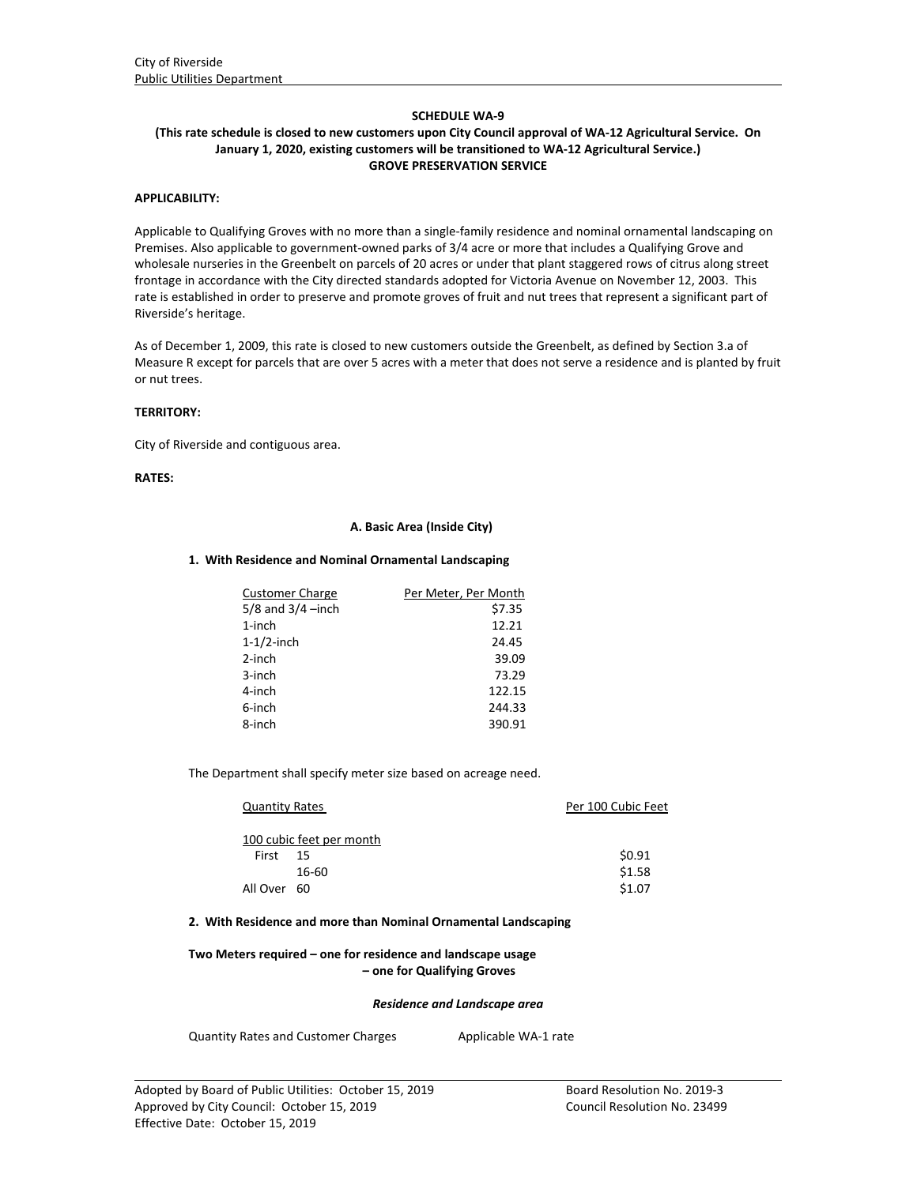City of Riverside
Public Utilities Department

**SCHEDULE WA-9**

**(This rate schedule is closed to new customers upon City Council approval of WA-12 Agricultural Service. On January 1, 2020, existing customers will be transitioned to WA-12 Agricultural Service.)**

**GROVE PRESERVATION SERVICE**

**APPLICABILITY:**

Applicable to Qualifying Groves with no more than a single-family residence and nominal ornamental landscaping on Premises. Also applicable to government-owned parks of 3/4 acre or more that includes a Qualifying Grove and wholesale nurseries in the Greenbelt on parcels of 20 acres or under that plant staggered rows of citrus along street frontage in accordance with the City directed standards adopted for Victoria Avenue on November 12, 2003. This rate is established in order to preserve and promote groves of fruit and nut trees that represent a significant part of Riverside's heritage.

As of December 1, 2009, this rate is closed to new customers outside the Greenbelt, as defined by Section 3.a of Measure R except for parcels that are over 5 acres with a meter that does not serve a residence and is planted by fruit or nut trees.

**TERRITORY:**

City of Riverside and contiguous area.

**RATES:**

**A. Basic Area (Inside City)**

**1. With Residence and Nominal Ornamental Landscaping**

| Customer Charge | Per Meter, Per Month |
|---|---|
| 5/8 and 3/4 –inch | $7.35 |
| 1-inch | 12.21 |
| 1-1/2-inch | 24.45 |
| 2-inch | 39.09 |
| 3-inch | 73.29 |
| 4-inch | 122.15 |
| 6-inch | 244.33 |
| 8-inch | 390.91 |

The Department shall specify meter size based on acreage need.

| Quantity Rates | Per 100 Cubic Feet |
|---|---|
| 100 cubic feet per month | |
| First 15 | $0.91 |
| 16-60 | $1.58 |
| All Over 60 | $1.07 |

**2. With Residence and more than Nominal Ornamental Landscaping**

**Two Meters required – one for residence and landscape usage**
**– one for Qualifying Groves**

***Residence and Landscape area***

Quantity Rates and Customer Charges Applicable WA-1 rate

Adopted by Board of Public Utilities: October 15, 2019 Board Resolution No. 2019-3
Approved by City Council: October 15, 2019 Council Resolution No. 23499
Effective Date: October 15, 2019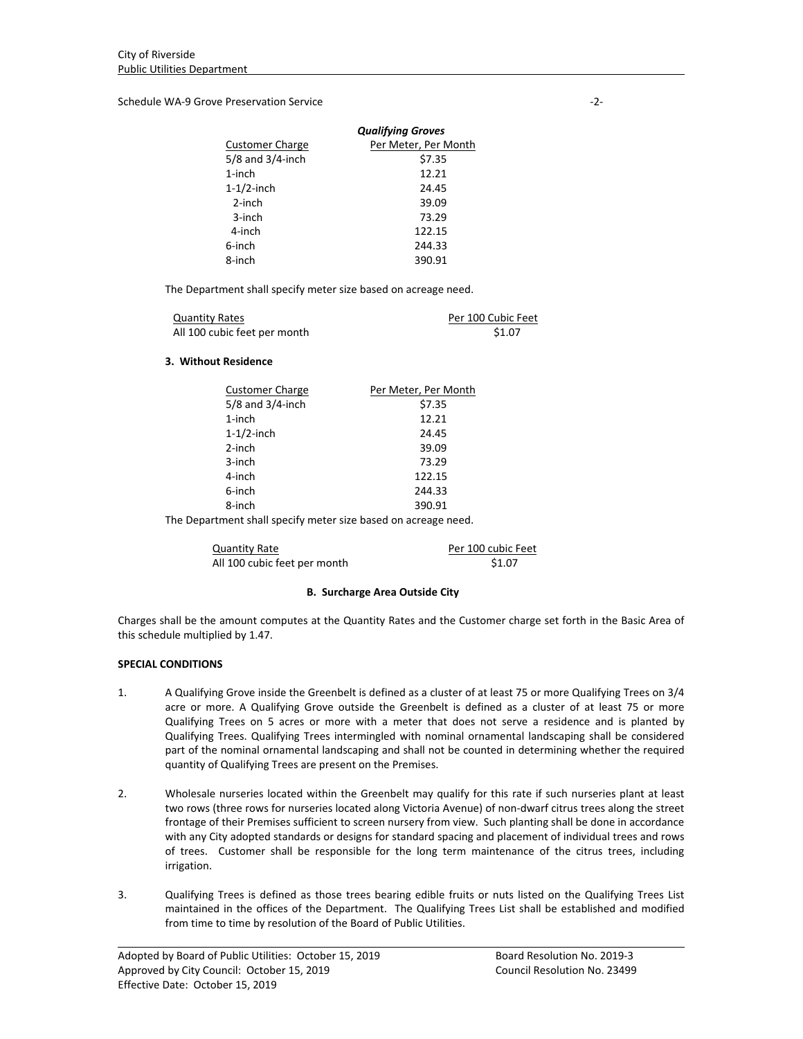*Qualifying Groves*

| Customer Charge | Per Meter, Per Month |
|---|---|
| 5/8 and 3/4-inch | $7.35 |
| 1-inch | 12.21 |
| 1-1/2-inch | 24.45 |
| 2-inch | 39.09 |
| 3-inch | 73.29 |
| 4-inch | 122.15 |
| 6-inch | 244.33 |
| 8-inch | 390.91 |

The Department shall specify meter size based on acreage need.

| Quantity Rates | Per 100 Cubic Feet |
|---|---|
| All 100 cubic feet per month | $1.07 |

**3. Without Residence**

| Customer Charge | Per Meter, Per Month |
|---|---|
| 5/8 and 3/4-inch | $7.35 |
| 1-inch | 12.21 |
| 1-1/2-inch | 24.45 |
| 2-inch | 39.09 |
| 3-inch | 73.29 |
| 4-inch | 122.15 |
| 6-inch | 244.33 |
| 8-inch | 390.91 |

The Department shall specify meter size based on acreage need.

| Quantity Rate | Per 100 cubic Feet |
|---|---|
| All 100 cubic feet per month | $1.07 |

**B. Surcharge Area Outside City**

Charges shall be the amount computes at the Quantity Rates and the Customer charge set forth in the Basic Area of this schedule multiplied by 1.47.

**SPECIAL CONDITIONS**

1. A Qualifying Grove inside the Greenbelt is defined as a cluster of at least 75 or more Qualifying Trees on 3/4 acre or more. A Qualifying Grove outside the Greenbelt is defined as a cluster of at least 75 or more Qualifying Trees on 5 acres or more with a meter that does not serve a residence and is planted by Qualifying Trees. Qualifying Trees intermingled with nominal ornamental landscaping shall be considered part of the nominal ornamental landscaping and shall not be counted in determining whether the required quantity of Qualifying Trees are present on the Premises.

2. Wholesale nurseries located within the Greenbelt may qualify for this rate if such nurseries plant at least two rows (three rows for nurseries located along Victoria Avenue) of non-dwarf citrus trees along the street frontage of their Premises sufficient to screen nursery from view. Such planting shall be done in accordance with any City adopted standards or designs for standard spacing and placement of individual trees and rows of trees. Customer shall be responsible for the long term maintenance of the citrus trees, including irrigation.

3. Qualifying Trees is defined as those trees bearing edible fruits or nuts listed on the Qualifying Trees List maintained in the offices of the Department. The Qualifying Trees List shall be established and modified from time to time by resolution of the Board of Public Utilities.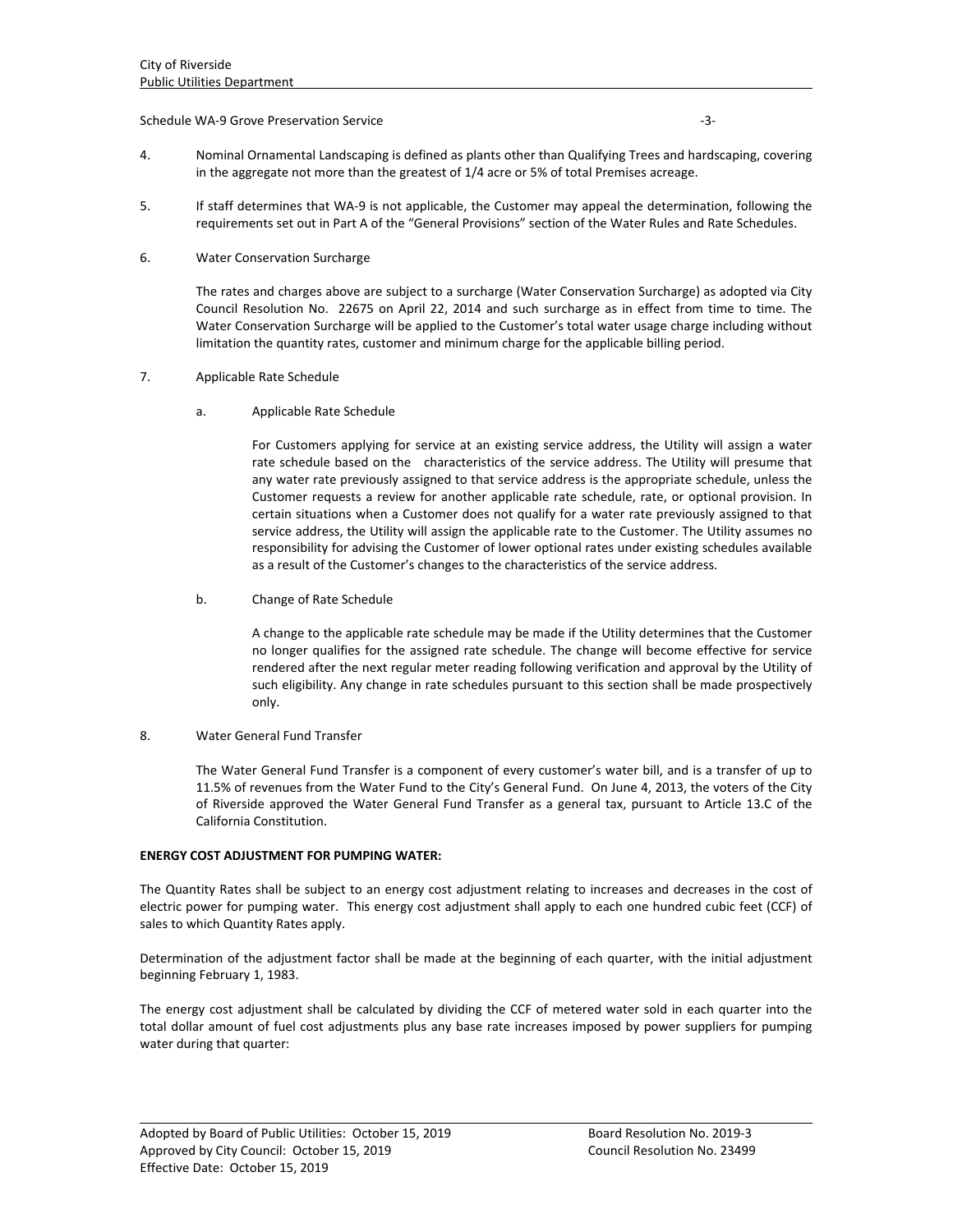4. Nominal Ornamental Landscaping is defined as plants other than Qualifying Trees and hardscaping, covering in the aggregate not more than the greatest of 1/4 acre or 5% of total Premises acreage.

5. If staff determines that WA-9 is not applicable, the Customer may appeal the determination, following the requirements set out in Part A of the "General Provisions" section of the Water Rules and Rate Schedules.

6. Water Conservation Surcharge

   The rates and charges above are subject to a surcharge (Water Conservation Surcharge) as adopted via City Council Resolution No. 22675 on April 22, 2014 and such surcharge as in effect from time to time. The Water Conservation Surcharge will be applied to the Customer's total water usage charge including without limitation the quantity rates, customer and minimum charge for the applicable billing period.

7. Applicable Rate Schedule

   a. Applicable Rate Schedule

      For Customers applying for service at an existing service address, the Utility will assign a water rate schedule based on the characteristics of the service address. The Utility will presume that any water rate previously assigned to that service address is the appropriate schedule, unless the Customer requests a review for another applicable rate schedule, rate, or optional provision. In certain situations when a Customer does not qualify for a water rate previously assigned to that service address, the Utility will assign the applicable rate to the Customer. The Utility assumes no responsibility for advising the Customer of lower optional rates under existing schedules available as a result of the Customer's changes to the characteristics of the service address.

   b. Change of Rate Schedule

      A change to the applicable rate schedule may be made if the Utility determines that the Customer no longer qualifies for the assigned rate schedule. The change will become effective for service rendered after the next regular meter reading following verification and approval by the Utility of such eligibility. Any change in rate schedules pursuant to this section shall be made prospectively only.

8. Water General Fund Transfer

   The Water General Fund Transfer is a component of every customer's water bill, and is a transfer of up to 11.5% of revenues from the Water Fund to the City's General Fund. On June 4, 2013, the voters of the City of Riverside approved the Water General Fund Transfer as a general tax, pursuant to Article 13.C of the California Constitution.

**ENERGY COST ADJUSTMENT FOR PUMPING WATER:**

The Quantity Rates shall be subject to an energy cost adjustment relating to increases and decreases in the cost of electric power for pumping water. This energy cost adjustment shall apply to each one hundred cubic feet (CCF) of sales to which Quantity Rates apply.

Determination of the adjustment factor shall be made at the beginning of each quarter, with the initial adjustment beginning February 1, 1983.

The energy cost adjustment shall be calculated by dividing the CCF of metered water sold in each quarter into the total dollar amount of fuel cost adjustments plus any base rate increases imposed by power suppliers for pumping water during that quarter:

Adopted by Board of Public Utilities: October 15, 2019 Board Resolution No. 2019-3
Approved by City Council: October 15, 2019 Council Resolution No. 23499
Effective Date: October 15, 2019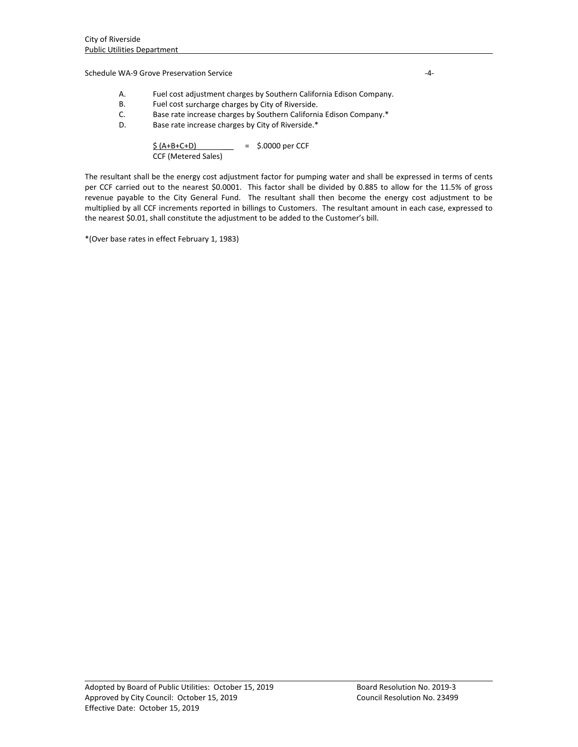A. Fuel cost adjustment charges by Southern California Edison Company.
B. Fuel cost surcharge charges by City of Riverside.
C. Base rate increase charges by Southern California Edison Company.*
D. Base rate increase charges by City of Riverside.*

$$\frac{\$\,(A+B+C+D)}{\text{CCF (Metered Sales)}} = \$.0000 \text{ per CCF}$$

The resultant shall be the energy cost adjustment factor for pumping water and shall be expressed in terms of cents per CCF carried out to the nearest $0.0001. This factor shall be divided by 0.885 to allow for the 11.5% of gross revenue payable to the City General Fund. The resultant shall then become the energy cost adjustment to be multiplied by all CCF increments reported in billings to Customers. The resultant amount in each case, expressed to the nearest $0.01, shall constitute the adjustment to be added to the Customer's bill.

*(Over base rates in effect February 1, 1983)

Adopted by Board of Public Utilities: October 15, 2019 — Board Resolution No. 2019-3
Approved by City Council: October 15, 2019 — Council Resolution No. 23499
Effective Date: October 15, 2019